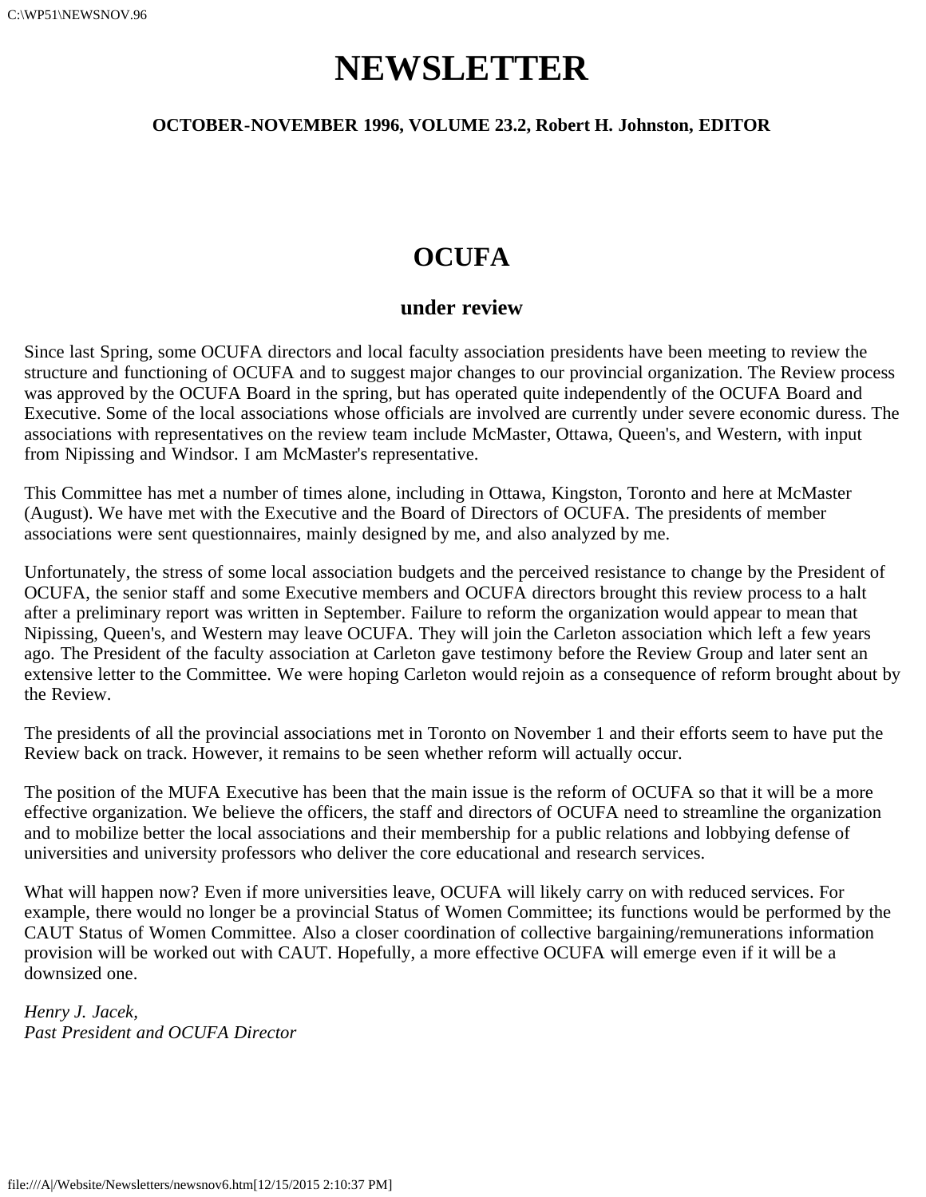# NEWSLETTER

**OCTOBER-NOVEMBER 1996, VOLUME 23.2, Robert H. Johnston, EDITOR**

## OCUFA

### under review

Since last Spring, some OCUFA directors and local faculty association presidents have been meeting to review the structure and functioning of OCUFA and to suggest major changes to our provincial organization. The Review process was approved by the OCUFA Board in the spring, but has operated quite independently of the OCUFA Board and Executive. Some of the local associations whose officials are involved are currently under severe economic duress. The associations with representatives on the review team include McMaster, Ottawa, Queen's, and Western, with input from Nipissing and Windsor. I am McMaster's representative.

This Committee has met a number of times alone, including in Ottawa, Kingston, Toronto and here at McMaster (August). We have met with the Executive and the Board of Directors of OCUFA. The presidents of member associations were sent questionnaires, mainly designed by me, and also analyzed by me.

Unfortunately, the stress of some local association budgets and the perceived resistance to change by the President of OCUFA, the senior staff and some Executive members and OCUFA directors brought this review process to a halt after a preliminary report was written in September. Failure to reform the organization would appear to mean that Nipissing, Queen's, and Western may leave OCUFA. They will join the Carleton association which left a few years ago. The President of the faculty association at Carleton gave testimony before the Review Group and later sent an extensive letter to the Committee. We were hoping Carleton would rejoin as a consequence of reform brought about by the Review.

The presidents of all the provincial associations met in Toronto on November 1 and their efforts seem to have put the Review back on track. However, it remains to be seen whether reform will actually occur.

The position of the MUFA Executive has been that the main issue is the reform of OCUFA so that it will be a more effective organization. We believe the officers, the staff and directors of OCUFA need to streamline the organization and to mobilize better the local associations and their membership for a public relations and lobbying defense of universities and university professors who deliver the core educational and research services.

What will happen now? Even if more universities leave, OCUFA will likely carry on with reduced services. For example, there would no longer be a provincial Status of Women Committee; its functions would be performed by the CAUT Status of Women Committee. Also a closer coordination of collective bargaining/remunerations information provision will be worked out with CAUT. Hopefully, a more effective OCUFA will emerge even if it will be a downsized one.

*Henry J. Jacek,*
*Past President and OCUFA Director*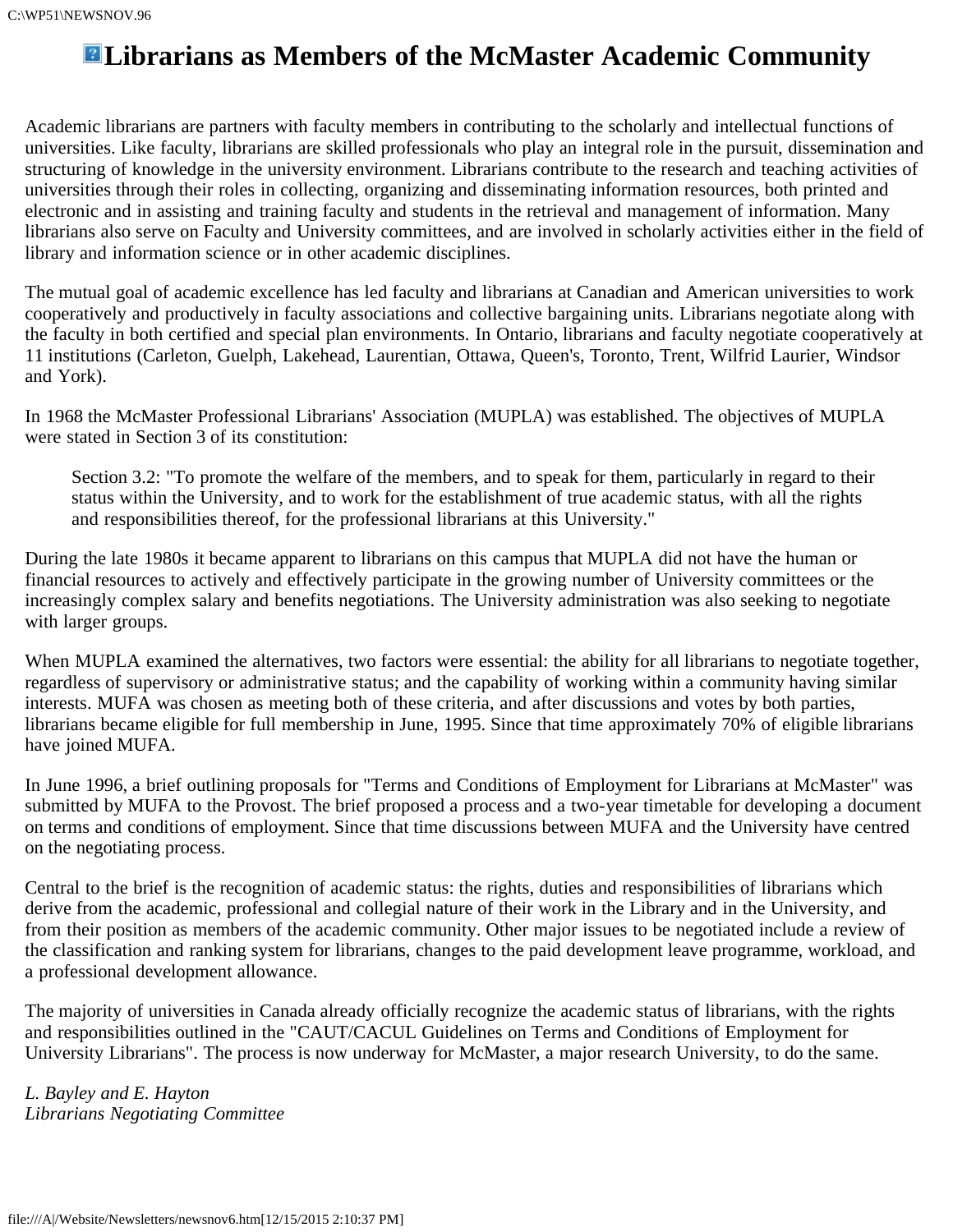# Librarians as Members of the McMaster Academic Community

Academic librarians are partners with faculty members in contributing to the scholarly and intellectual functions of universities. Like faculty, librarians are skilled professionals who play an integral role in the pursuit, dissemination and structuring of knowledge in the university environment. Librarians contribute to the research and teaching activities of universities through their roles in collecting, organizing and disseminating information resources, both printed and electronic and in assisting and training faculty and students in the retrieval and management of information. Many librarians also serve on Faculty and University committees, and are involved in scholarly activities either in the field of library and information science or in other academic disciplines.

The mutual goal of academic excellence has led faculty and librarians at Canadian and American universities to work cooperatively and productively in faculty associations and collective bargaining units. Librarians negotiate along with the faculty in both certified and special plan environments. In Ontario, librarians and faculty negotiate cooperatively at 11 institutions (Carleton, Guelph, Lakehead, Laurentian, Ottawa, Queen's, Toronto, Trent, Wilfrid Laurier, Windsor and York).

In 1968 the McMaster Professional Librarians' Association (MUPLA) was established. The objectives of MUPLA were stated in Section 3 of its constitution:

> Section 3.2: "To promote the welfare of the members, and to speak for them, particularly in regard to their status within the University, and to work for the establishment of true academic status, with all the rights and responsibilities thereof, for the professional librarians at this University."

During the late 1980s it became apparent to librarians on this campus that MUPLA did not have the human or financial resources to actively and effectively participate in the growing number of University committees or the increasingly complex salary and benefits negotiations. The University administration was also seeking to negotiate with larger groups.

When MUPLA examined the alternatives, two factors were essential: the ability for all librarians to negotiate together, regardless of supervisory or administrative status; and the capability of working within a community having similar interests. MUFA was chosen as meeting both of these criteria, and after discussions and votes by both parties, librarians became eligible for full membership in June, 1995. Since that time approximately 70% of eligible librarians have joined MUFA.

In June 1996, a brief outlining proposals for "Terms and Conditions of Employment for Librarians at McMaster" was submitted by MUFA to the Provost. The brief proposed a process and a two-year timetable for developing a document on terms and conditions of employment. Since that time discussions between MUFA and the University have centred on the negotiating process.

Central to the brief is the recognition of academic status: the rights, duties and responsibilities of librarians which derive from the academic, professional and collegial nature of their work in the Library and in the University, and from their position as members of the academic community. Other major issues to be negotiated include a review of the classification and ranking system for librarians, changes to the paid development leave programme, workload, and a professional development allowance.

The majority of universities in Canada already officially recognize the academic status of librarians, with the rights and responsibilities outlined in the "CAUT/CACUL Guidelines on Terms and Conditions of Employment for University Librarians". The process is now underway for McMaster, a major research University, to do the same.

*L. Bayley and E. Hayton*
*Librarians Negotiating Committee*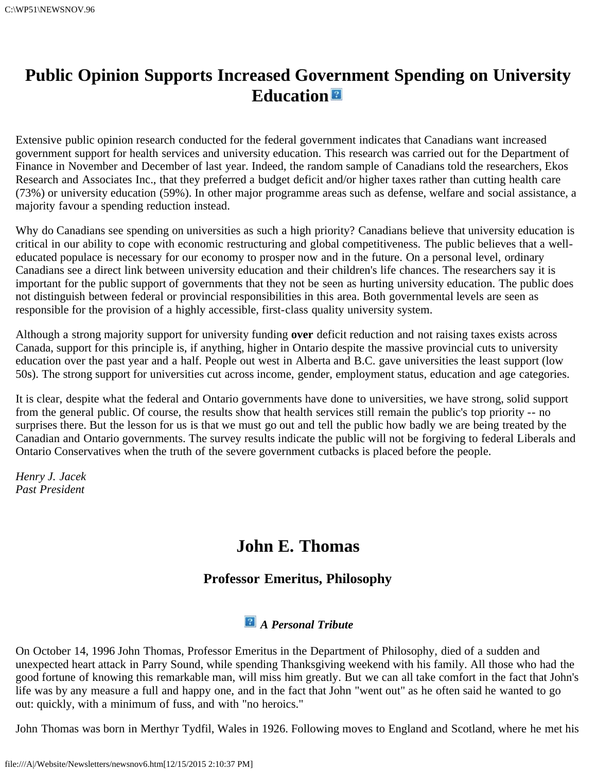# Public Opinion Supports Increased Government Spending on University Education

Extensive public opinion research conducted for the federal government indicates that Canadians want increased government support for health services and university education. This research was carried out for the Department of Finance in November and December of last year. Indeed, the random sample of Canadians told the researchers, Ekos Research and Associates Inc., that they preferred a budget deficit and/or higher taxes rather than cutting health care (73%) or university education (59%). In other major programme areas such as defense, welfare and social assistance, a majority favour a spending reduction instead.

Why do Canadians see spending on universities as such a high priority? Canadians believe that university education is critical in our ability to cope with economic restructuring and global competitiveness. The public believes that a well-educated populace is necessary for our economy to prosper now and in the future. On a personal level, ordinary Canadians see a direct link between university education and their children's life chances. The researchers say it is important for the public support of governments that they not be seen as hurting university education. The public does not distinguish between federal or provincial responsibilities in this area. Both governmental levels are seen as responsible for the provision of a highly accessible, first-class quality university system.

Although a strong majority support for university funding **over** deficit reduction and not raising taxes exists across Canada, support for this principle is, if anything, higher in Ontario despite the massive provincial cuts to university education over the past year and a half. People out west in Alberta and B.C. gave universities the least support (low 50s). The strong support for universities cut across income, gender, employment status, education and age categories.

It is clear, despite what the federal and Ontario governments have done to universities, we have strong, solid support from the general public. Of course, the results show that health services still remain the public's top priority -- no surprises there. But the lesson for us is that we must go out and tell the public how badly we are being treated by the Canadian and Ontario governments. The survey results indicate the public will not be forgiving to federal Liberals and Ontario Conservatives when the truth of the severe government cutbacks is placed before the people.

*Henry J. Jacek*
*Past President*

# John E. Thomas

## Professor Emeritus, Philosophy

### *A Personal Tribute*

On October 14, 1996 John Thomas, Professor Emeritus in the Department of Philosophy, died of a sudden and unexpected heart attack in Parry Sound, while spending Thanksgiving weekend with his family. All those who had the good fortune of knowing this remarkable man, will miss him greatly. But we can all take comfort in the fact that John's life was by any measure a full and happy one, and in the fact that John "went out" as he often said he wanted to go out: quickly, with a minimum of fuss, and with "no heroics."

John Thomas was born in Merthyr Tydfil, Wales in 1926. Following moves to England and Scotland, where he met his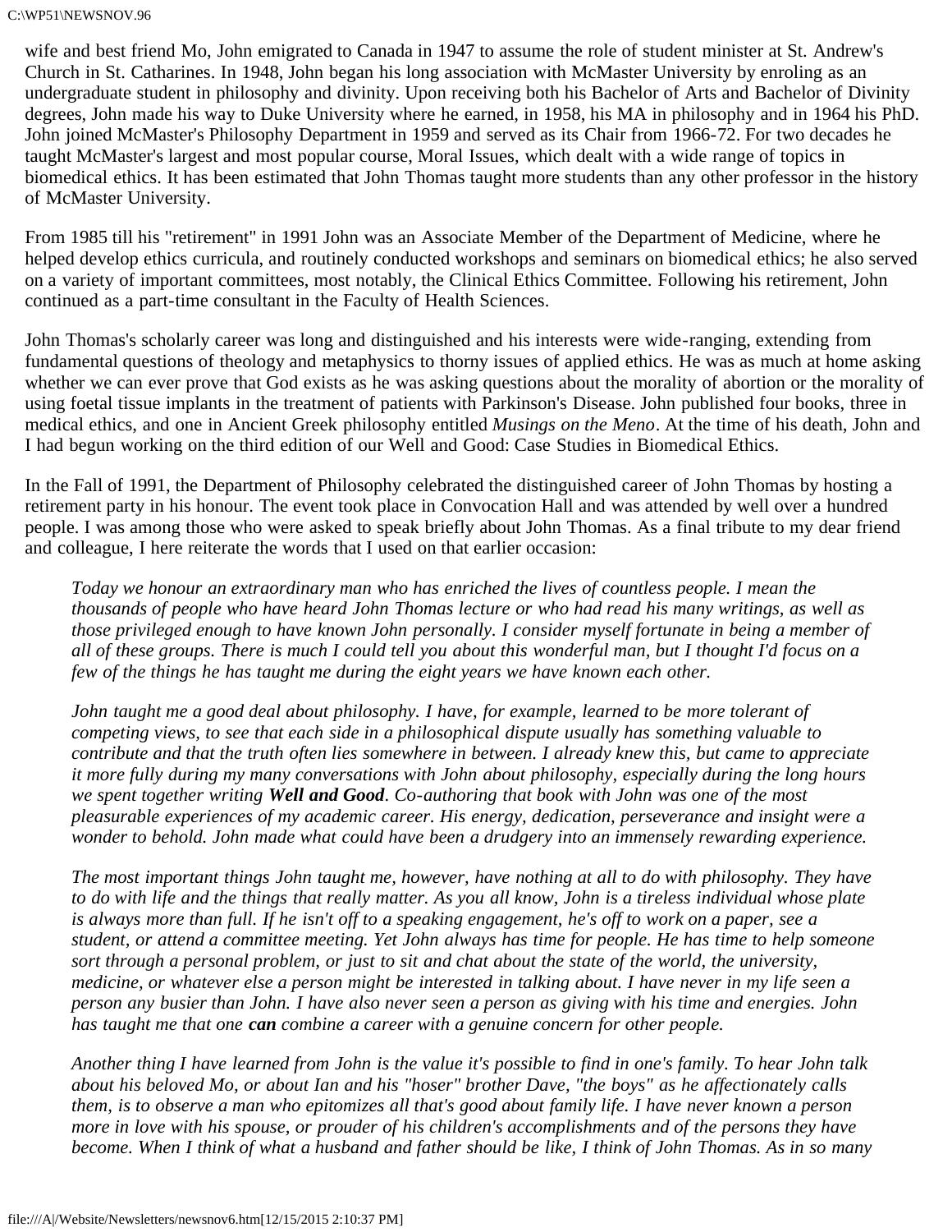wife and best friend Mo, John emigrated to Canada in 1947 to assume the role of student minister at St. Andrew's Church in St. Catharines. In 1948, John began his long association with McMaster University by enroling as an undergraduate student in philosophy and divinity. Upon receiving both his Bachelor of Arts and Bachelor of Divinity degrees, John made his way to Duke University where he earned, in 1958, his MA in philosophy and in 1964 his PhD. John joined McMaster's Philosophy Department in 1959 and served as its Chair from 1966-72. For two decades he taught McMaster's largest and most popular course, Moral Issues, which dealt with a wide range of topics in biomedical ethics. It has been estimated that John Thomas taught more students than any other professor in the history of McMaster University.

From 1985 till his "retirement" in 1991 John was an Associate Member of the Department of Medicine, where he helped develop ethics curricula, and routinely conducted workshops and seminars on biomedical ethics; he also served on a variety of important committees, most notably, the Clinical Ethics Committee. Following his retirement, John continued as a part-time consultant in the Faculty of Health Sciences.

John Thomas's scholarly career was long and distinguished and his interests were wide-ranging, extending from fundamental questions of theology and metaphysics to thorny issues of applied ethics. He was as much at home asking whether we can ever prove that God exists as he was asking questions about the morality of abortion or the morality of using foetal tissue implants in the treatment of patients with Parkinson's Disease. John published four books, three in medical ethics, and one in Ancient Greek philosophy entitled *Musings on the Meno*. At the time of his death, John and I had begun working on the third edition of our Well and Good: Case Studies in Biomedical Ethics.

In the Fall of 1991, the Department of Philosophy celebrated the distinguished career of John Thomas by hosting a retirement party in his honour. The event took place in Convocation Hall and was attended by well over a hundred people. I was among those who were asked to speak briefly about John Thomas. As a final tribute to my dear friend and colleague, I here reiterate the words that I used on that earlier occasion:

> *Today we honour an extraordinary man who has enriched the lives of countless people. I mean the thousands of people who have heard John Thomas lecture or who had read his many writings, as well as those privileged enough to have known John personally. I consider myself fortunate in being a member of all of these groups. There is much I could tell you about this wonderful man, but I thought I'd focus on a few of the things he has taught me during the eight years we have known each other.*
>
> *John taught me a good deal about philosophy. I have, for example, learned to be more tolerant of competing views, to see that each side in a philosophical dispute usually has something valuable to contribute and that the truth often lies somewhere in between. I already knew this, but came to appreciate it more fully during my many conversations with John about philosophy, especially during the long hours we spent together writing **Well and Good**. Co-authoring that book with John was one of the most pleasurable experiences of my academic career. His energy, dedication, perseverance and insight were a wonder to behold. John made what could have been a drudgery into an immensely rewarding experience.*
>
> *The most important things John taught me, however, have nothing at all to do with philosophy. They have to do with life and the things that really matter. As you all know, John is a tireless individual whose plate is always more than full. If he isn't off to a speaking engagement, he's off to work on a paper, see a student, or attend a committee meeting. Yet John always has time for people. He has time to help someone sort through a personal problem, or just to sit and chat about the state of the world, the university, medicine, or whatever else a person might be interested in talking about. I have never in my life seen a person any busier than John. I have also never seen a person as giving with his time and energies. John has taught me that one **can** combine a career with a genuine concern for other people.*
>
> *Another thing I have learned from John is the value it's possible to find in one's family. To hear John talk about his beloved Mo, or about Ian and his "hoser" brother Dave, "the boys" as he affectionately calls them, is to observe a man who epitomizes all that's good about family life. I have never known a person more in love with his spouse, or prouder of his children's accomplishments and of the persons they have become. When I think of what a husband and father should be like, I think of John Thomas. As in so many*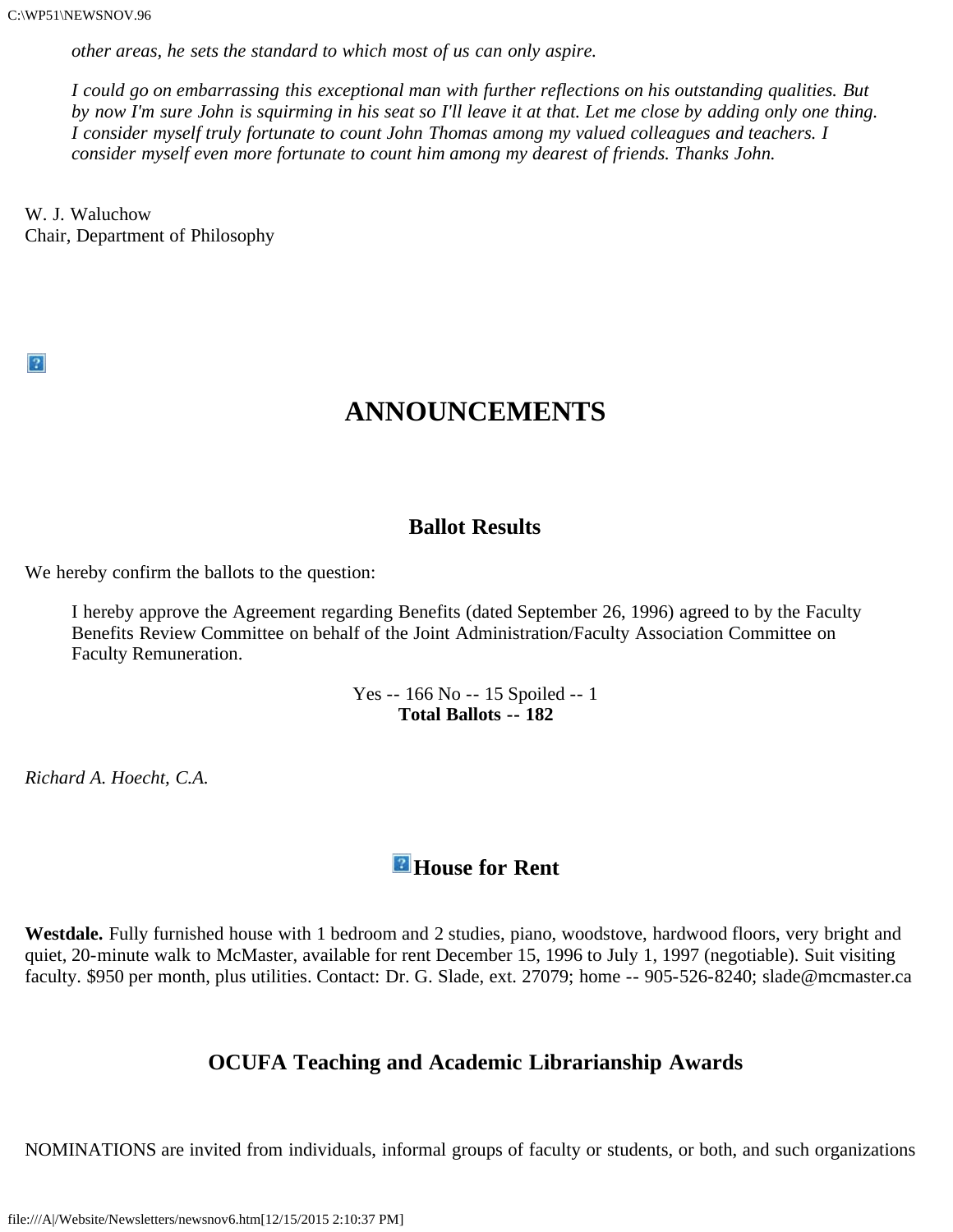*other areas, he sets the standard to which most of us can only aspire.*

*I could go on embarrassing this exceptional man with further reflections on his outstanding qualities. But by now I'm sure John is squirming in his seat so I'll leave it at that. Let me close by adding only one thing. I consider myself truly fortunate to count John Thomas among my valued colleagues and teachers. I consider myself even more fortunate to count him among my dearest of friends. Thanks John.*

W. J. Waluchow
Chair, Department of Philosophy

# ANNOUNCEMENTS

## Ballot Results

We hereby confirm the ballots to the question:

> I hereby approve the Agreement regarding Benefits (dated September 26, 1996) agreed to by the Faculty Benefits Review Committee on behalf of the Joint Administration/Faculty Association Committee on Faculty Remuneration.

Yes -- 166 No -- 15 Spoiled -- 1
**Total Ballots -- 182**

*Richard A. Hoecht, C.A.*

## House for Rent

**Westdale.** Fully furnished house with 1 bedroom and 2 studies, piano, woodstove, hardwood floors, very bright and quiet, 20-minute walk to McMaster, available for rent December 15, 1996 to July 1, 1997 (negotiable). Suit visiting faculty. $950 per month, plus utilities. Contact: Dr. G. Slade, ext. 27079; home -- 905-526-8240; slade@mcmaster.ca

## OCUFA Teaching and Academic Librarianship Awards

NOMINATIONS are invited from individuals, informal groups of faculty or students, or both, and such organizations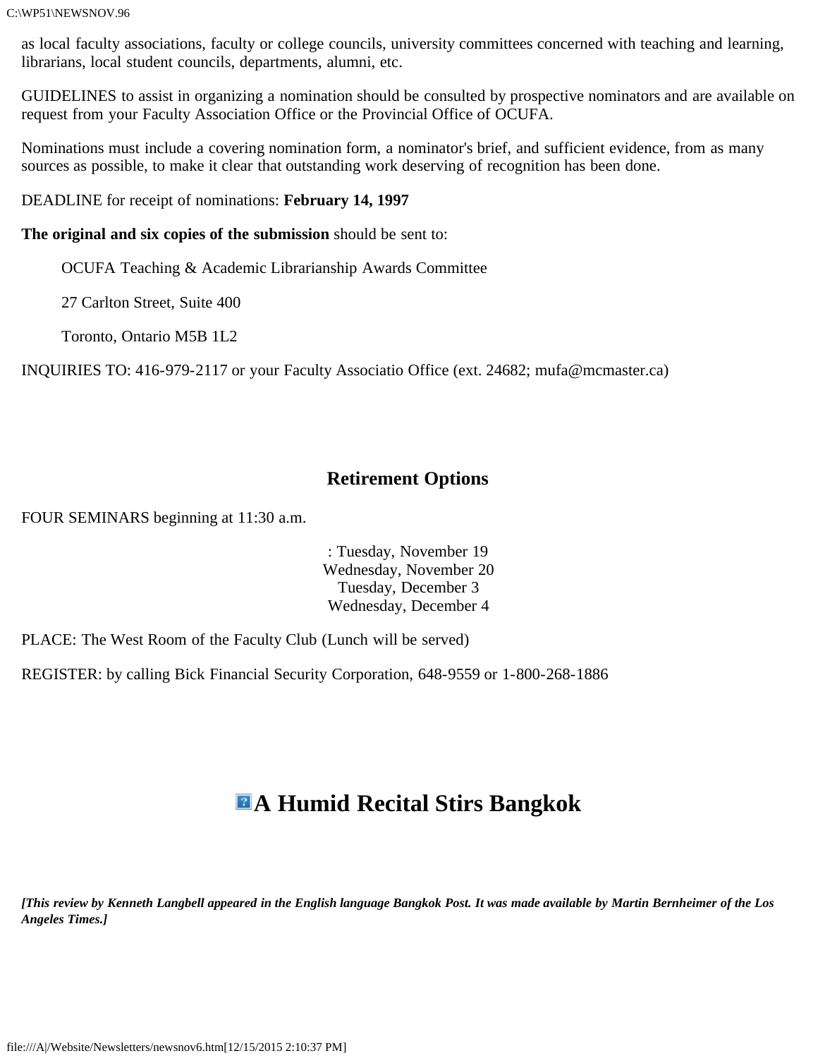as local faculty associations, faculty or college councils, university committees concerned with teaching and learning, librarians, local student councils, departments, alumni, etc.

GUIDELINES to assist in organizing a nomination should be consulted by prospective nominators and are available on request from your Faculty Association Office or the Provincial Office of OCUFA.

Nominations must include a covering nomination form, a nominator's brief, and sufficient evidence, from as many sources as possible, to make it clear that outstanding work deserving of recognition has been done.

DEADLINE for receipt of nominations: **February 14, 1997**

**The original and six copies of the submission** should be sent to:

> OCUFA Teaching & Academic Librarianship Awards Committee
>
> 27 Carlton Street, Suite 400
>
> Toronto, Ontario M5B 1L2

INQUIRIES TO: 416-979-2117 or your Faculty Associatio Office (ext. 24682; mufa@mcmaster.ca)

## Retirement Options

FOUR SEMINARS beginning at 11:30 a.m.

: Tuesday, November 19
Wednesday, November 20
Tuesday, December 3
Wednesday, December 4

PLACE: The West Room of the Faculty Club (Lunch will be served)

REGISTER: by calling Bick Financial Security Corporation, 648-9559 or 1-800-268-1886

# A Humid Recital Stirs Bangkok

***[This review by Kenneth Langbell appeared in the English language Bangkok Post. It was made available by Martin Bernheimer of the Los Angeles Times.]***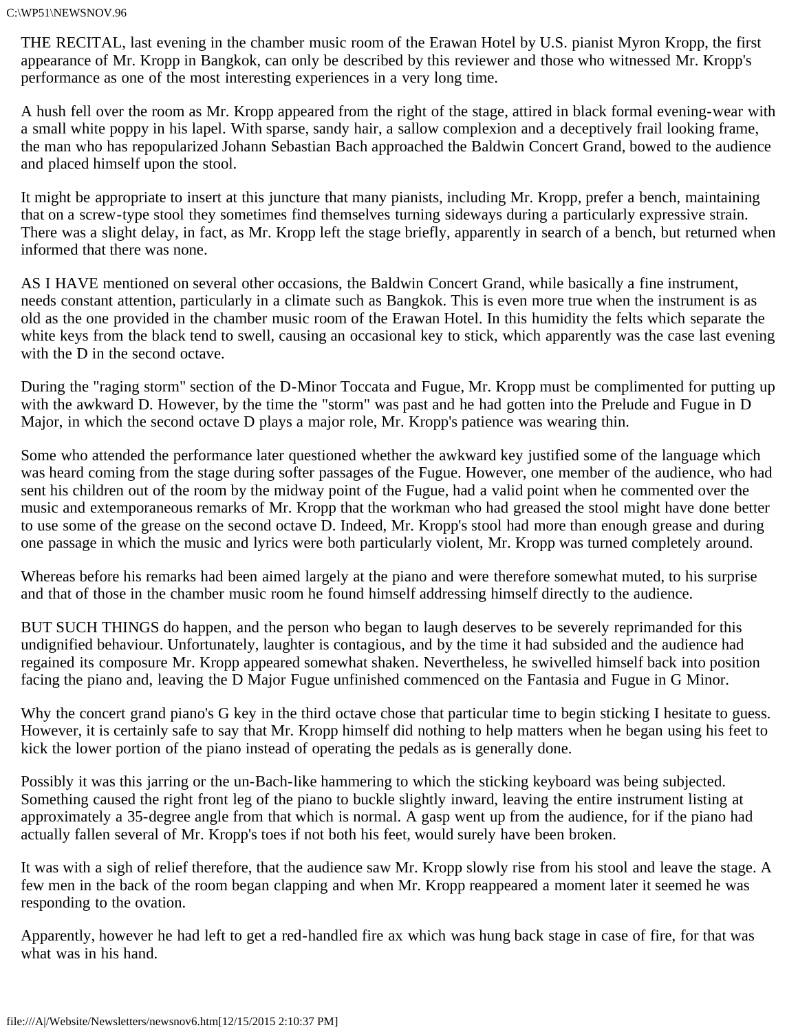THE RECITAL, last evening in the chamber music room of the Erawan Hotel by U.S. pianist Myron Kropp, the first appearance of Mr. Kropp in Bangkok, can only be described by this reviewer and those who witnessed Mr. Kropp's performance as one of the most interesting experiences in a very long time.

A hush fell over the room as Mr. Kropp appeared from the right of the stage, attired in black formal evening-wear with a small white poppy in his lapel. With sparse, sandy hair, a sallow complexion and a deceptively frail looking frame, the man who has repopularized Johann Sebastian Bach approached the Baldwin Concert Grand, bowed to the audience and placed himself upon the stool.

It might be appropriate to insert at this juncture that many pianists, including Mr. Kropp, prefer a bench, maintaining that on a screw-type stool they sometimes find themselves turning sideways during a particularly expressive strain. There was a slight delay, in fact, as Mr. Kropp left the stage briefly, apparently in search of a bench, but returned when informed that there was none.

AS I HAVE mentioned on several other occasions, the Baldwin Concert Grand, while basically a fine instrument, needs constant attention, particularly in a climate such as Bangkok. This is even more true when the instrument is as old as the one provided in the chamber music room of the Erawan Hotel. In this humidity the felts which separate the white keys from the black tend to swell, causing an occasional key to stick, which apparently was the case last evening with the D in the second octave.

During the "raging storm" section of the D-Minor Toccata and Fugue, Mr. Kropp must be complimented for putting up with the awkward D. However, by the time the "storm" was past and he had gotten into the Prelude and Fugue in D Major, in which the second octave D plays a major role, Mr. Kropp's patience was wearing thin.

Some who attended the performance later questioned whether the awkward key justified some of the language which was heard coming from the stage during softer passages of the Fugue. However, one member of the audience, who had sent his children out of the room by the midway point of the Fugue, had a valid point when he commented over the music and extemporaneous remarks of Mr. Kropp that the workman who had greased the stool might have done better to use some of the grease on the second octave D. Indeed, Mr. Kropp's stool had more than enough grease and during one passage in which the music and lyrics were both particularly violent, Mr. Kropp was turned completely around.

Whereas before his remarks had been aimed largely at the piano and were therefore somewhat muted, to his surprise and that of those in the chamber music room he found himself addressing himself directly to the audience.

BUT SUCH THINGS do happen, and the person who began to laugh deserves to be severely reprimanded for this undignified behaviour. Unfortunately, laughter is contagious, and by the time it had subsided and the audience had regained its composure Mr. Kropp appeared somewhat shaken. Nevertheless, he swivelled himself back into position facing the piano and, leaving the D Major Fugue unfinished commenced on the Fantasia and Fugue in G Minor.

Why the concert grand piano's G key in the third octave chose that particular time to begin sticking I hesitate to guess. However, it is certainly safe to say that Mr. Kropp himself did nothing to help matters when he began using his feet to kick the lower portion of the piano instead of operating the pedals as is generally done.

Possibly it was this jarring or the un-Bach-like hammering to which the sticking keyboard was being subjected. Something caused the right front leg of the piano to buckle slightly inward, leaving the entire instrument listing at approximately a 35-degree angle from that which is normal. A gasp went up from the audience, for if the piano had actually fallen several of Mr. Kropp's toes if not both his feet, would surely have been broken.

It was with a sigh of relief therefore, that the audience saw Mr. Kropp slowly rise from his stool and leave the stage. A few men in the back of the room began clapping and when Mr. Kropp reappeared a moment later it seemed he was responding to the ovation.

Apparently, however he had left to get a red-handled fire ax which was hung back stage in case of fire, for that was what was in his hand.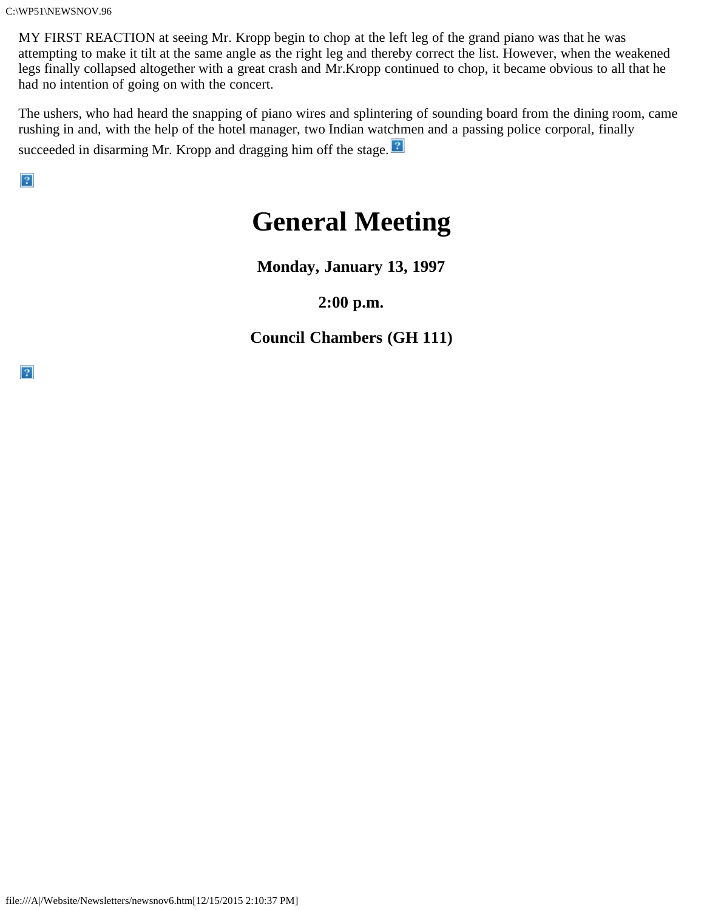MY FIRST REACTION at seeing Mr. Kropp begin to chop at the left leg of the grand piano was that he was attempting to make it tilt at the same angle as the right leg and thereby correct the list. However, when the weakened legs finally collapsed altogether with a great crash and Mr.Kropp continued to chop, it became obvious to all that he had no intention of going on with the concert.

The ushers, who had heard the snapping of piano wires and splintering of sounding board from the dining room, came rushing in and, with the help of the hotel manager, two Indian watchmen and a passing police corporal, finally succeeded in disarming Mr. Kropp and dragging him off the stage.

# General Meeting

**Monday, January 13, 1997**

**2:00 p.m.**

**Council Chambers (GH 111)**